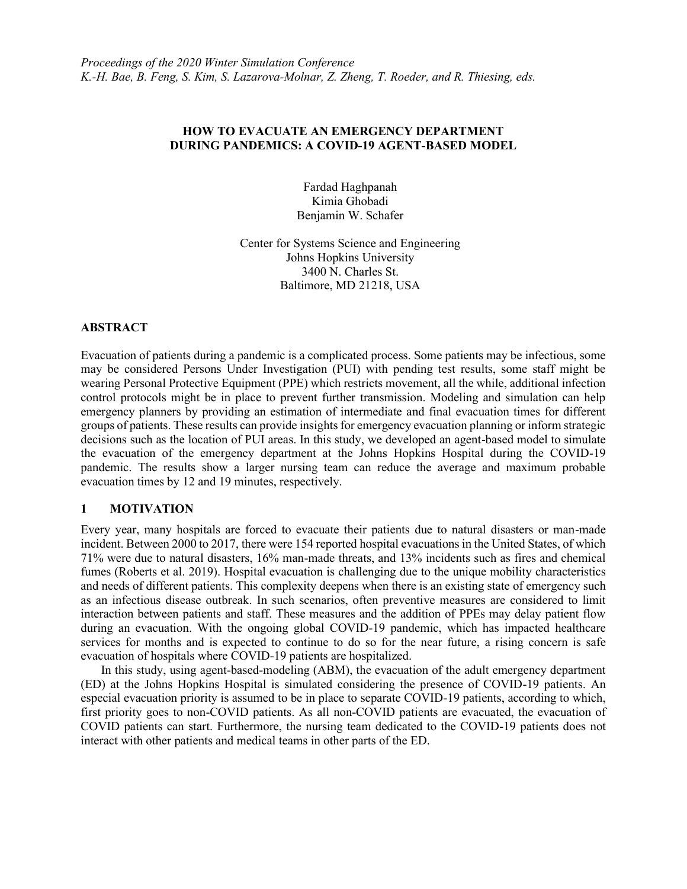*Proceedings of the 2020 Winter Simulation Conference*
*K.-H. Bae, B. Feng, S. Kim, S. Lazarova-Molnar, Z. Zheng, T. Roeder, and R. Thiesing, eds.*

# HOW TO EVACUATE AN EMERGENCY DEPARTMENT DURING PANDEMICS: A COVID-19 AGENT-BASED MODEL

Fardad Haghpanah
Kimia Ghobadi
Benjamin W. Schafer

Center for Systems Science and Engineering
Johns Hopkins University
3400 N. Charles St.
Baltimore, MD 21218, USA

## ABSTRACT

Evacuation of patients during a pandemic is a complicated process. Some patients may be infectious, some may be considered Persons Under Investigation (PUI) with pending test results, some staff might be wearing Personal Protective Equipment (PPE) which restricts movement, all the while, additional infection control protocols might be in place to prevent further transmission. Modeling and simulation can help emergency planners by providing an estimation of intermediate and final evacuation times for different groups of patients. These results can provide insights for emergency evacuation planning or inform strategic decisions such as the location of PUI areas. In this study, we developed an agent-based model to simulate the evacuation of the emergency department at the Johns Hopkins Hospital during the COVID-19 pandemic. The results show a larger nursing team can reduce the average and maximum probable evacuation times by 12 and 19 minutes, respectively.

## 1 MOTIVATION

Every year, many hospitals are forced to evacuate their patients due to natural disasters or man-made incident. Between 2000 to 2017, there were 154 reported hospital evacuations in the United States, of which 71% were due to natural disasters, 16% man-made threats, and 13% incidents such as fires and chemical fumes (Roberts et al. 2019). Hospital evacuation is challenging due to the unique mobility characteristics and needs of different patients. This complexity deepens when there is an existing state of emergency such as an infectious disease outbreak. In such scenarios, often preventive measures are considered to limit interaction between patients and staff. These measures and the addition of PPEs may delay patient flow during an evacuation. With the ongoing global COVID-19 pandemic, which has impacted healthcare services for months and is expected to continue to do so for the near future, a rising concern is safe evacuation of hospitals where COVID-19 patients are hospitalized.

In this study, using agent-based-modeling (ABM), the evacuation of the adult emergency department (ED) at the Johns Hopkins Hospital is simulated considering the presence of COVID-19 patients. An especial evacuation priority is assumed to be in place to separate COVID-19 patients, according to which, first priority goes to non-COVID patients. As all non-COVID patients are evacuated, the evacuation of COVID patients can start. Furthermore, the nursing team dedicated to the COVID-19 patients does not interact with other patients and medical teams in other parts of the ED.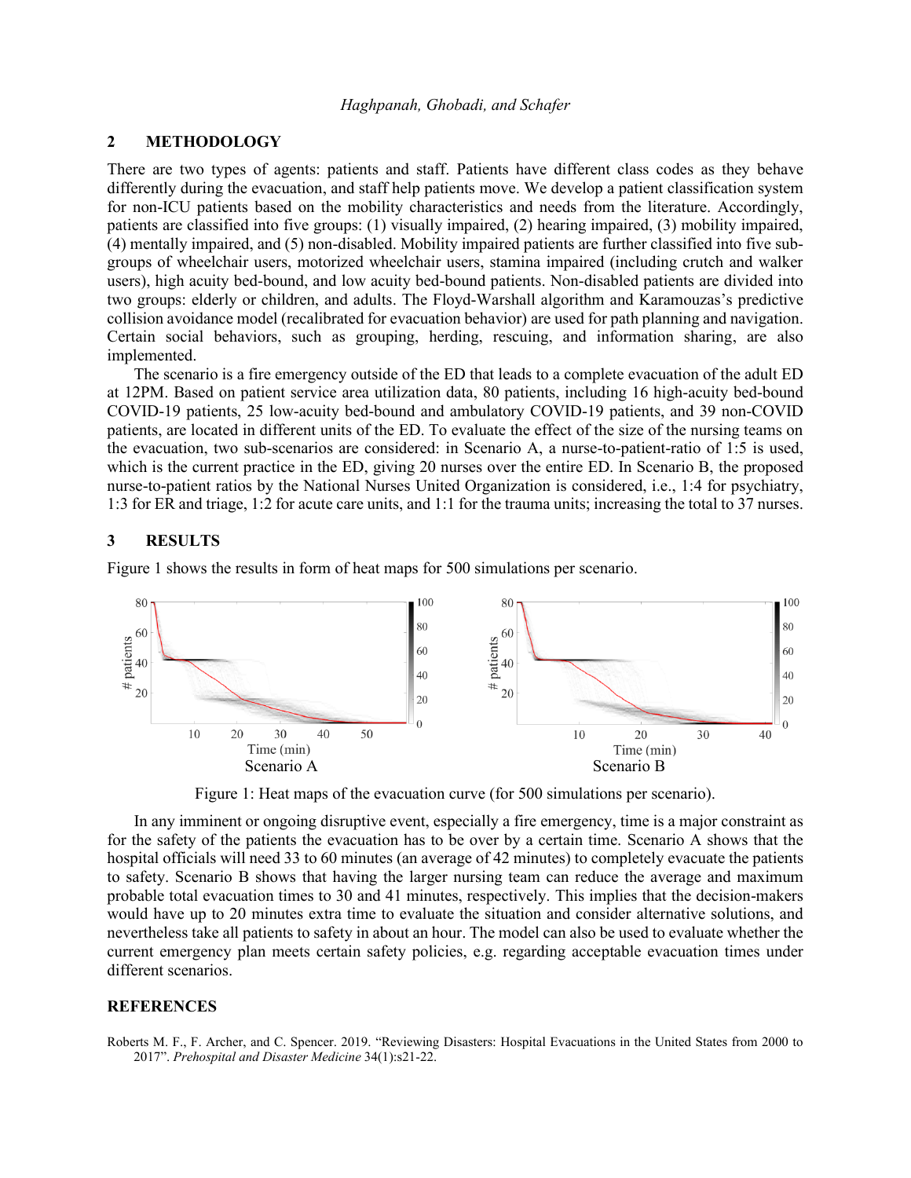## 2 METHODOLOGY

There are two types of agents: patients and staff. Patients have different class codes as they behave differently during the evacuation, and staff help patients move. We develop a patient classification system for non-ICU patients based on the mobility characteristics and needs from the literature. Accordingly, patients are classified into five groups: (1) visually impaired, (2) hearing impaired, (3) mobility impaired, (4) mentally impaired, and (5) non-disabled. Mobility impaired patients are further classified into five sub-groups of wheelchair users, motorized wheelchair users, stamina impaired (including crutch and walker users), high acuity bed-bound, and low acuity bed-bound patients. Non-disabled patients are divided into two groups: elderly or children, and adults. The Floyd-Warshall algorithm and Karamouzas's predictive collision avoidance model (recalibrated for evacuation behavior) are used for path planning and navigation. Certain social behaviors, such as grouping, herding, rescuing, and information sharing, are also implemented.

The scenario is a fire emergency outside of the ED that leads to a complete evacuation of the adult ED at 12PM. Based on patient service area utilization data, 80 patients, including 16 high-acuity bed-bound COVID-19 patients, 25 low-acuity bed-bound and ambulatory COVID-19 patients, and 39 non-COVID patients, are located in different units of the ED. To evaluate the effect of the size of the nursing teams on the evacuation, two sub-scenarios are considered: in Scenario A, a nurse-to-patient-ratio of 1:5 is used, which is the current practice in the ED, giving 20 nurses over the entire ED. In Scenario B, the proposed nurse-to-patient ratios by the National Nurses United Organization is considered, i.e., 1:4 for psychiatry, 1:3 for ER and triage, 1:2 for acute care units, and 1:1 for the trauma units; increasing the total to 37 nurses.

## 3 RESULTS

Figure 1 shows the results in form of heat maps for 500 simulations per scenario.

Scenario A: # patients (0–80) vs. Time (min) (10–50); color scale 0–100

Scenario B: # patients (0–80) vs. Time (min) (10–40); color scale 0–100

Figure 1: Heat maps of the evacuation curve (for 500 simulations per scenario).

In any imminent or ongoing disruptive event, especially a fire emergency, time is a major constraint as for the safety of the patients the evacuation has to be over by a certain time. Scenario A shows that the hospital officials will need 33 to 60 minutes (an average of 42 minutes) to completely evacuate the patients to safety. Scenario B shows that having the larger nursing team can reduce the average and maximum probable total evacuation times to 30 and 41 minutes, respectively. This implies that the decision-makers would have up to 20 minutes extra time to evaluate the situation and consider alternative solutions, and nevertheless take all patients to safety in about an hour. The model can also be used to evaluate whether the current emergency plan meets certain safety policies, e.g. regarding acceptable evacuation times under different scenarios.

## REFERENCES

Roberts M. F., F. Archer, and C. Spencer. 2019. "Reviewing Disasters: Hospital Evacuations in the United States from 2000 to 2017". *Prehospital and Disaster Medicine* 34(1):s21-22.